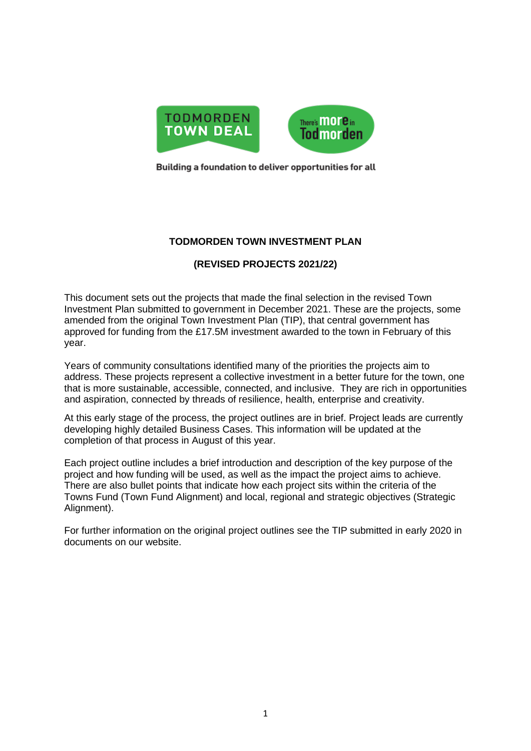TODMORDEN TOWN DEAL

There's more in Todmorden

Building a foundation to deliver opportunities for all

# TODMORDEN TOWN INVESTMENT PLAN

## (REVISED PROJECTS 2021/22)

This document sets out the projects that made the final selection in the revised Town Investment Plan submitted to government in December 2021. These are the projects, some amended from the original Town Investment Plan (TIP), that central government has approved for funding from the £17.5M investment awarded to the town in February of this year.

Years of community consultations identified many of the priorities the projects aim to address. These projects represent a collective investment in a better future for the town, one that is more sustainable, accessible, connected, and inclusive. They are rich in opportunities and aspiration, connected by threads of resilience, health, enterprise and creativity.

At this early stage of the process, the project outlines are in brief. Project leads are currently developing highly detailed Business Cases. This information will be updated at the completion of that process in August of this year.

Each project outline includes a brief introduction and description of the key purpose of the project and how funding will be used, as well as the impact the project aims to achieve. There are also bullet points that indicate how each project sits within the criteria of the Towns Fund (Town Fund Alignment) and local, regional and strategic objectives (Strategic Alignment).

For further information on the original project outlines see the TIP submitted in early 2020 in documents on our website.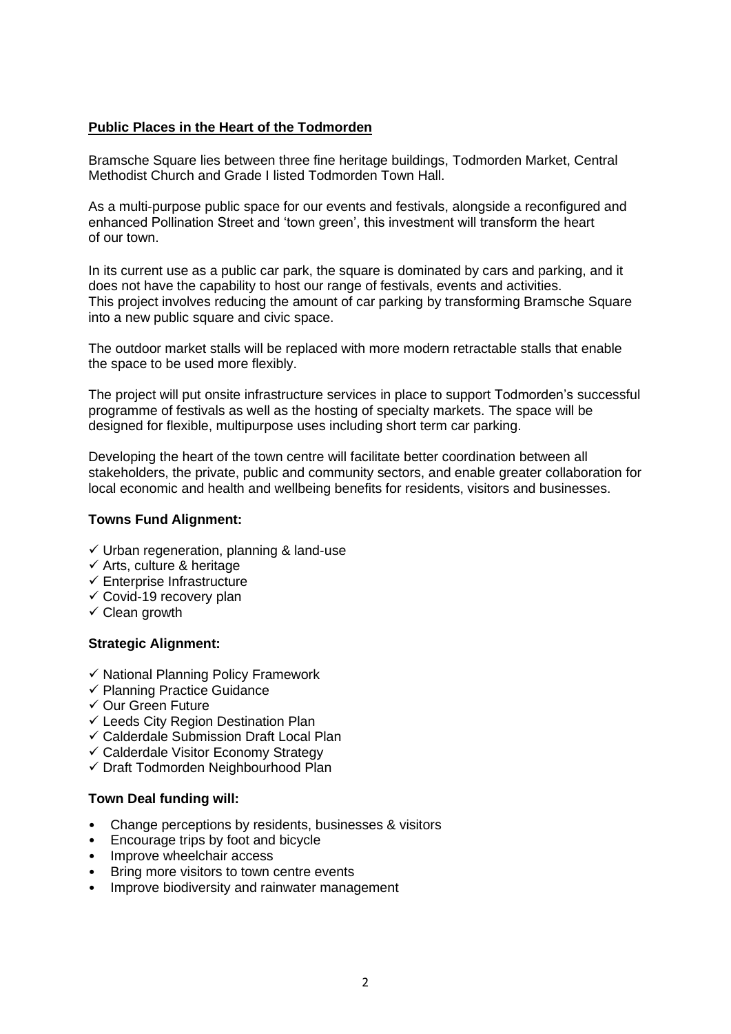## Public Places in the Heart of the Todmorden

Bramsche Square lies between three fine heritage buildings, Todmorden Market, Central Methodist Church and Grade I listed Todmorden Town Hall.

As a multi-purpose public space for our events and festivals, alongside a reconfigured and enhanced Pollination Street and 'town green', this investment will transform the heart of our town.

In its current use as a public car park, the square is dominated by cars and parking, and it does not have the capability to host our range of festivals, events and activities. This project involves reducing the amount of car parking by transforming Bramsche Square into a new public square and civic space.

The outdoor market stalls will be replaced with more modern retractable stalls that enable the space to be used more flexibly.

The project will put onsite infrastructure services in place to support Todmorden's successful programme of festivals as well as the hosting of specialty markets. The space will be designed for flexible, multipurpose uses including short term car parking.

Developing the heart of the town centre will facilitate better coordination between all stakeholders, the private, public and community sectors, and enable greater collaboration for local economic and health and wellbeing benefits for residents, visitors and businesses.

**Towns Fund Alignment:**

- ✓ Urban regeneration, planning & land-use
- ✓ Arts, culture & heritage
- ✓ Enterprise Infrastructure
- ✓ Covid-19 recovery plan
- ✓ Clean growth

**Strategic Alignment:**

- ✓ National Planning Policy Framework
- ✓ Planning Practice Guidance
- ✓ Our Green Future
- ✓ Leeds City Region Destination Plan
- ✓ Calderdale Submission Draft Local Plan
- ✓ Calderdale Visitor Economy Strategy
- ✓ Draft Todmorden Neighbourhood Plan

**Town Deal funding will:**

- Change perceptions by residents, businesses & visitors
- Encourage trips by foot and bicycle
- Improve wheelchair access
- Bring more visitors to town centre events
- Improve biodiversity and rainwater management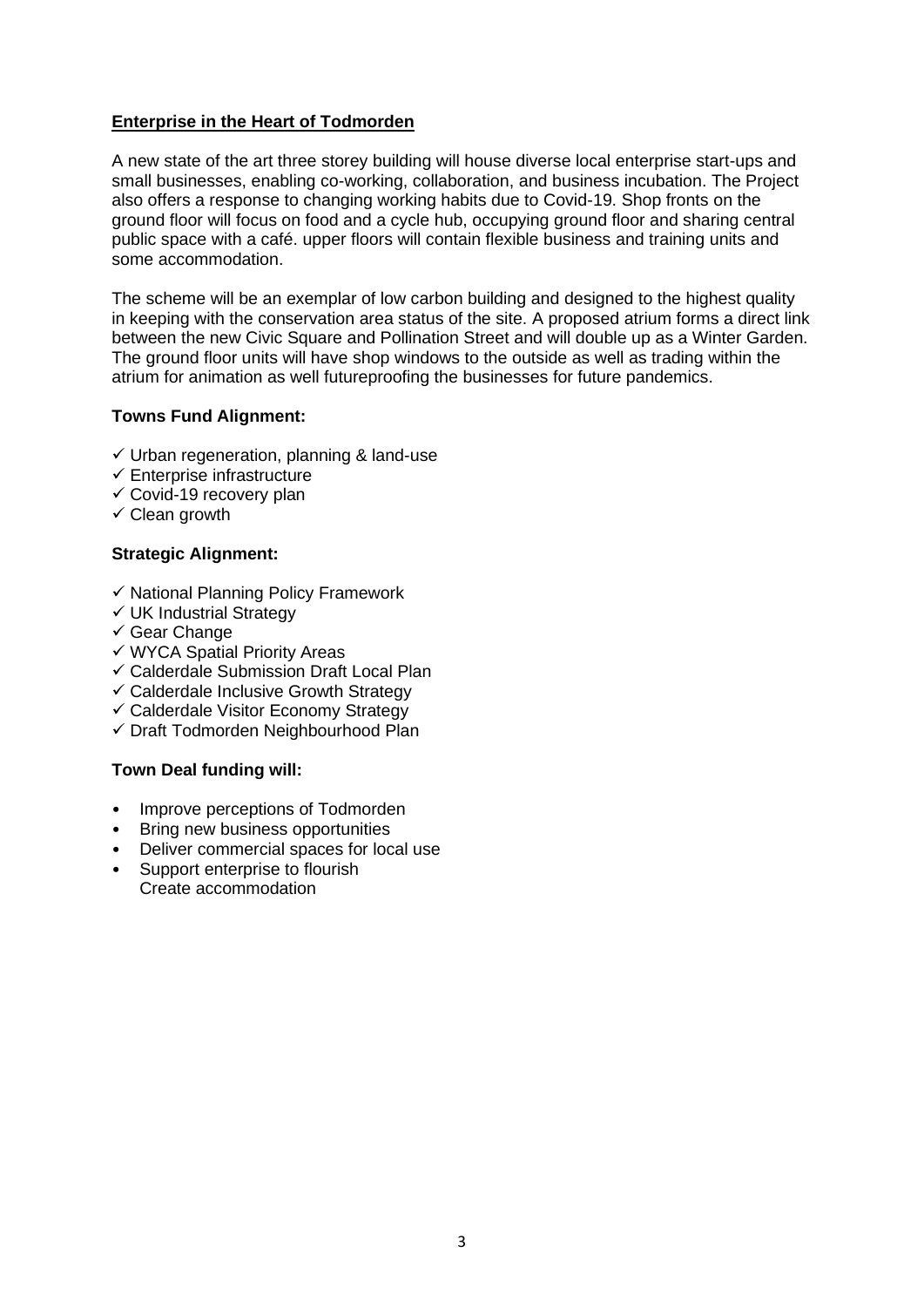**Enterprise in the Heart of Todmorden**

A new state of the art three storey building will house diverse local enterprise start-ups and small businesses, enabling co-working, collaboration, and business incubation. The Project also offers a response to changing working habits due to Covid-19. Shop fronts on the ground floor will focus on food and a cycle hub, occupying ground floor and sharing central public space with a café. upper floors will contain flexible business and training units and some accommodation.

The scheme will be an exemplar of low carbon building and designed to the highest quality in keeping with the conservation area status of the site. A proposed atrium forms a direct link between the new Civic Square and Pollination Street and will double up as a Winter Garden. The ground floor units will have shop windows to the outside as well as trading within the atrium for animation as well futureproofing the businesses for future pandemics.

**Towns Fund Alignment:**

- ✓ Urban regeneration, planning & land-use
- ✓ Enterprise infrastructure
- ✓ Covid-19 recovery plan
- ✓ Clean growth

**Strategic Alignment:**

- ✓ National Planning Policy Framework
- ✓ UK Industrial Strategy
- ✓ Gear Change
- ✓ WYCA Spatial Priority Areas
- ✓ Calderdale Submission Draft Local Plan
- ✓ Calderdale Inclusive Growth Strategy
- ✓ Calderdale Visitor Economy Strategy
- ✓ Draft Todmorden Neighbourhood Plan

**Town Deal funding will:**

- Improve perceptions of Todmorden
- Bring new business opportunities
- Deliver commercial spaces for local use
- Support enterprise to flourish
  Create accommodation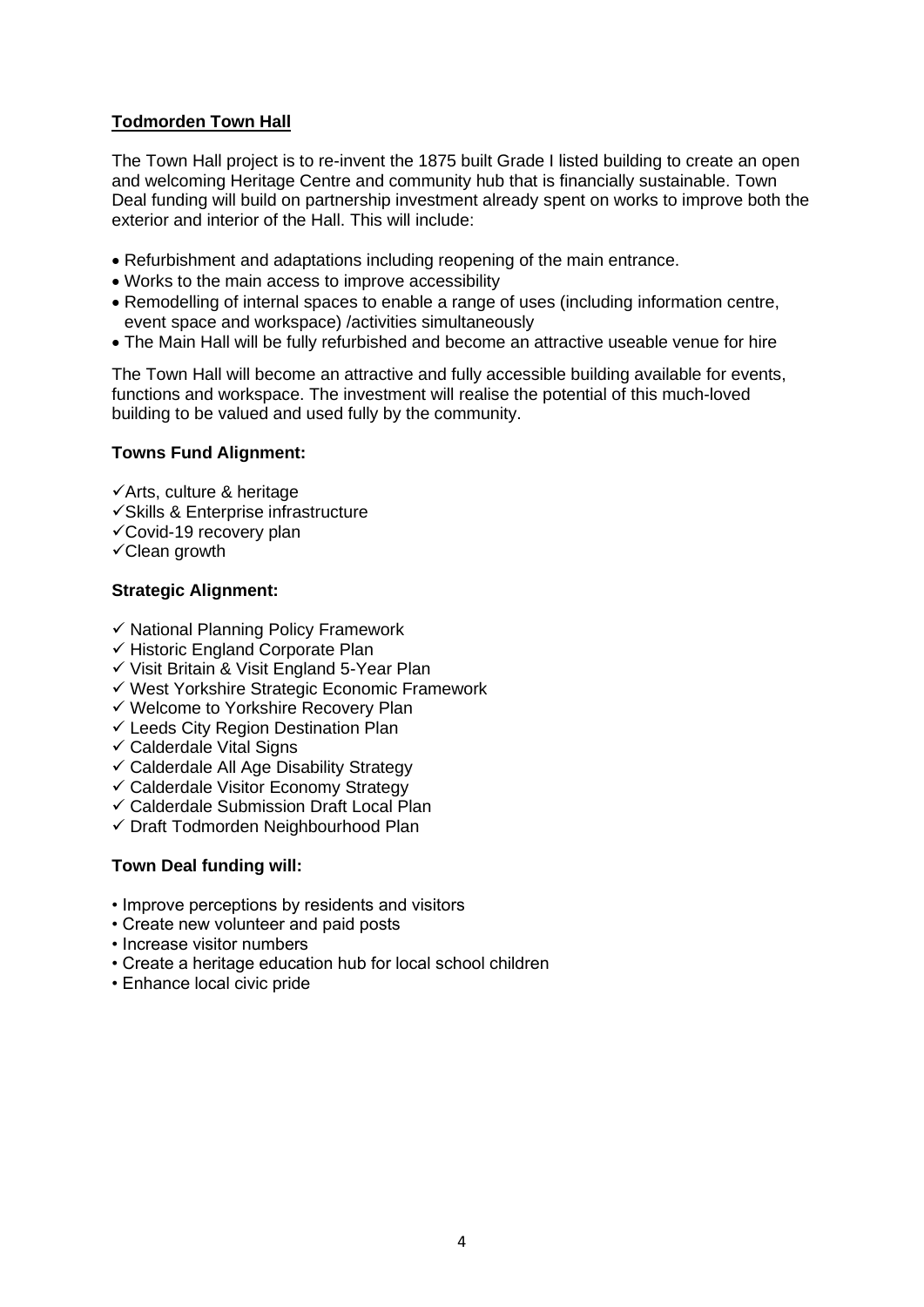## Todmorden Town Hall

The Town Hall project is to re-invent the 1875 built Grade I listed building to create an open and welcoming Heritage Centre and community hub that is financially sustainable. Town Deal funding will build on partnership investment already spent on works to improve both the exterior and interior of the Hall. This will include:

- Refurbishment and adaptations including reopening of the main entrance.
- Works to the main access to improve accessibility
- Remodelling of internal spaces to enable a range of uses (including information centre, event space and workspace) /activities simultaneously
- The Main Hall will be fully refurbished and become an attractive useable venue for hire

The Town Hall will become an attractive and fully accessible building available for events, functions and workspace. The investment will realise the potential of this much-loved building to be valued and used fully by the community.

**Towns Fund Alignment:**

- ✓Arts, culture & heritage
- ✓Skills & Enterprise infrastructure
- ✓Covid-19 recovery plan
- ✓Clean growth

**Strategic Alignment:**

- ✓ National Planning Policy Framework
- ✓ Historic England Corporate Plan
- ✓ Visit Britain & Visit England 5-Year Plan
- ✓ West Yorkshire Strategic Economic Framework
- ✓ Welcome to Yorkshire Recovery Plan
- ✓ Leeds City Region Destination Plan
- ✓ Calderdale Vital Signs
- ✓ Calderdale All Age Disability Strategy
- ✓ Calderdale Visitor Economy Strategy
- ✓ Calderdale Submission Draft Local Plan
- ✓ Draft Todmorden Neighbourhood Plan

**Town Deal funding will:**

- Improve perceptions by residents and visitors
- Create new volunteer and paid posts
- Increase visitor numbers
- Create a heritage education hub for local school children
- Enhance local civic pride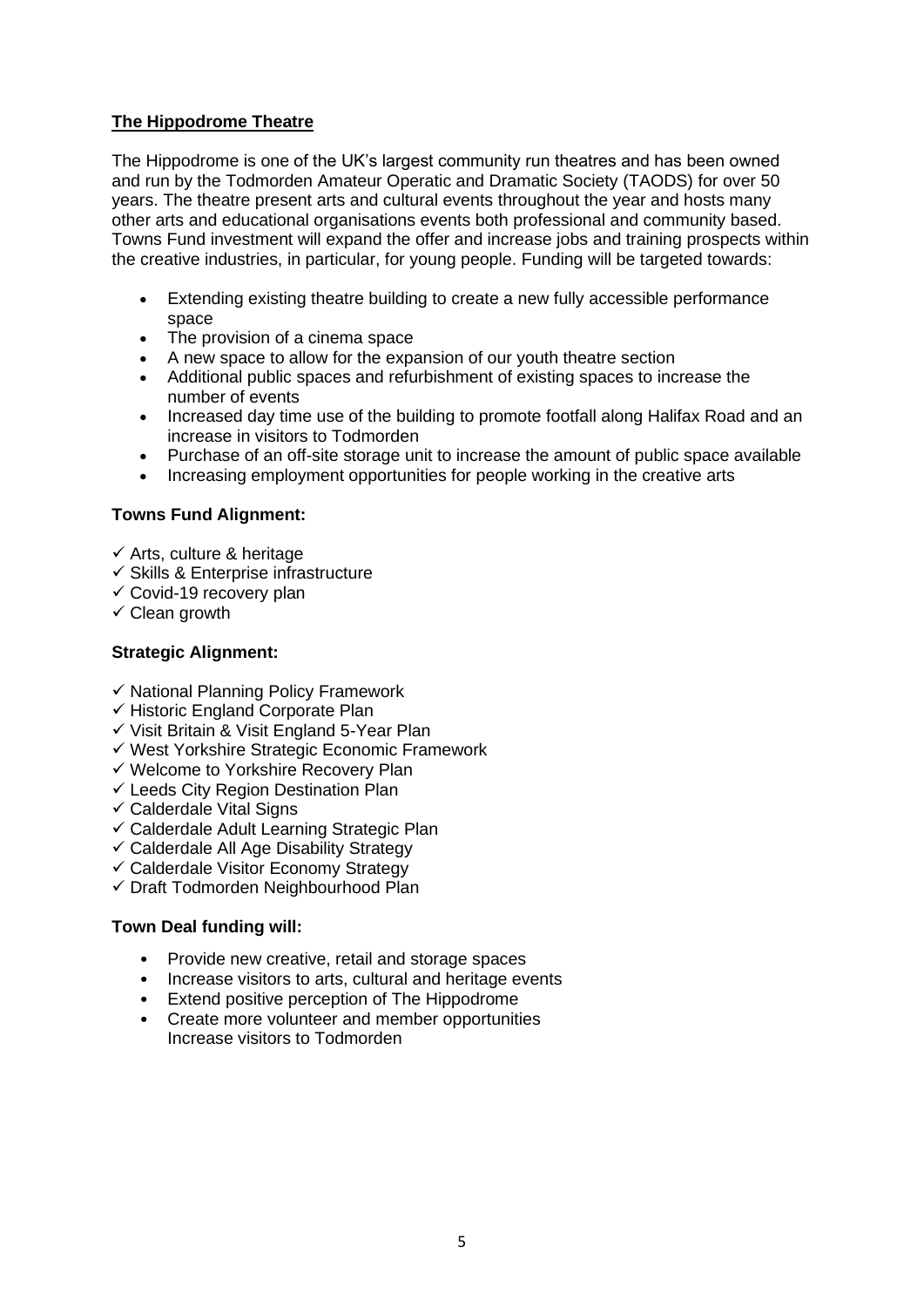**<u>The Hippodrome Theatre</u>**

The Hippodrome is one of the UK's largest community run theatres and has been owned and run by the Todmorden Amateur Operatic and Dramatic Society (TAODS) for over 50 years. The theatre present arts and cultural events throughout the year and hosts many other arts and educational organisations events both professional and community based. Towns Fund investment will expand the offer and increase jobs and training prospects within the creative industries, in particular, for young people. Funding will be targeted towards:

- Extending existing theatre building to create a new fully accessible performance space
- The provision of a cinema space
- A new space to allow for the expansion of our youth theatre section
- Additional public spaces and refurbishment of existing spaces to increase the number of events
- Increased day time use of the building to promote footfall along Halifax Road and an increase in visitors to Todmorden
- Purchase of an off-site storage unit to increase the amount of public space available
- Increasing employment opportunities for people working in the creative arts

**Towns Fund Alignment:**

- ✓ Arts, culture & heritage
- ✓ Skills & Enterprise infrastructure
- ✓ Covid-19 recovery plan
- ✓ Clean growth

**Strategic Alignment:**

- ✓ National Planning Policy Framework
- ✓ Historic England Corporate Plan
- ✓ Visit Britain & Visit England 5-Year Plan
- ✓ West Yorkshire Strategic Economic Framework
- ✓ Welcome to Yorkshire Recovery Plan
- ✓ Leeds City Region Destination Plan
- ✓ Calderdale Vital Signs
- ✓ Calderdale Adult Learning Strategic Plan
- ✓ Calderdale All Age Disability Strategy
- ✓ Calderdale Visitor Economy Strategy
- ✓ Draft Todmorden Neighbourhood Plan

**Town Deal funding will:**

- Provide new creative, retail and storage spaces
- Increase visitors to arts, cultural and heritage events
- Extend positive perception of The Hippodrome
- Create more volunteer and member opportunities
  Increase visitors to Todmorden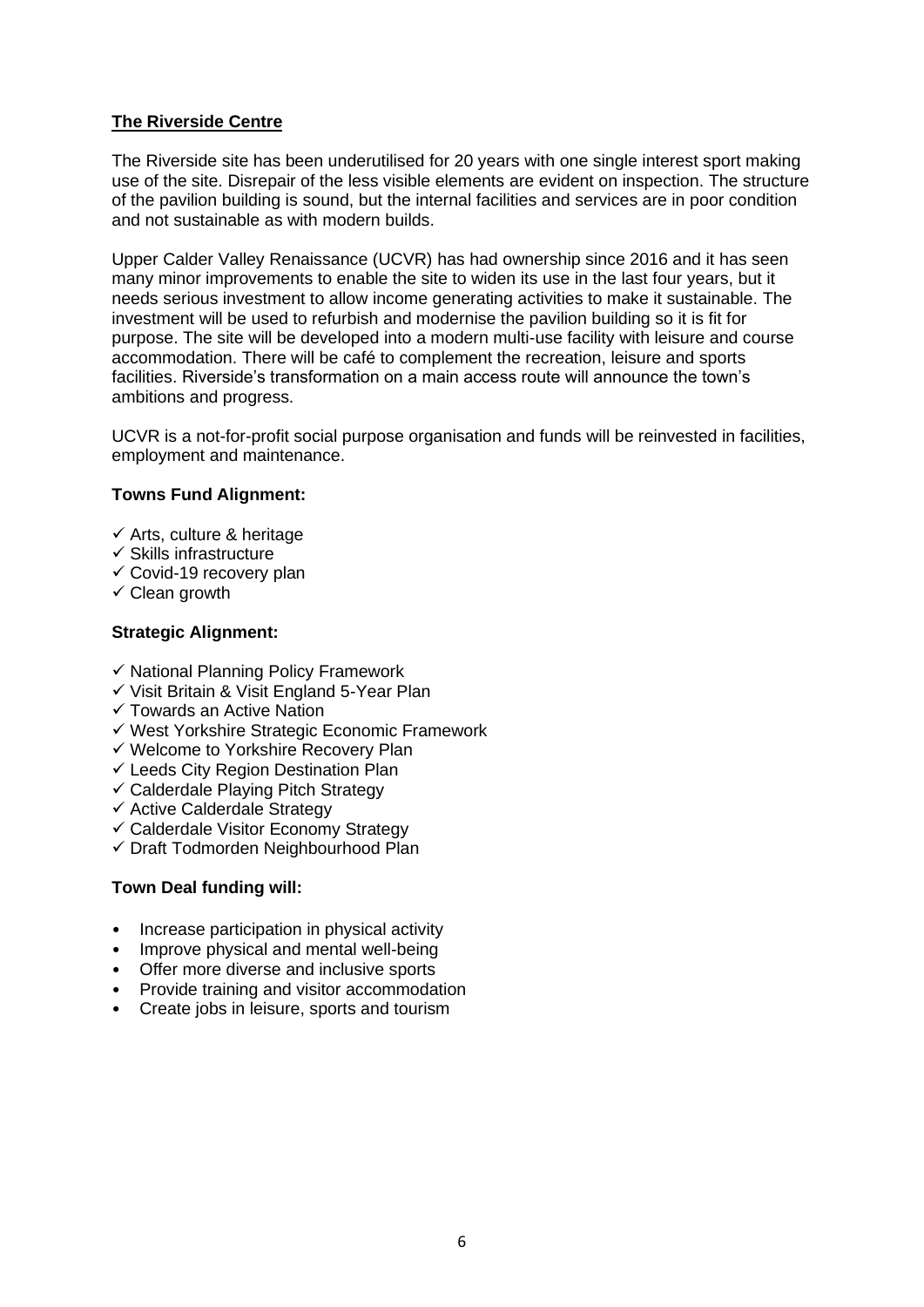## The Riverside Centre

The Riverside site has been underutilised for 20 years with one single interest sport making use of the site. Disrepair of the less visible elements are evident on inspection. The structure of the pavilion building is sound, but the internal facilities and services are in poor condition and not sustainable as with modern builds.

Upper Calder Valley Renaissance (UCVR) has had ownership since 2016 and it has seen many minor improvements to enable the site to widen its use in the last four years, but it needs serious investment to allow income generating activities to make it sustainable. The investment will be used to refurbish and modernise the pavilion building so it is fit for purpose. The site will be developed into a modern multi-use facility with leisure and course accommodation. There will be café to complement the recreation, leisure and sports facilities. Riverside's transformation on a main access route will announce the town's ambitions and progress.

UCVR is a not-for-profit social purpose organisation and funds will be reinvested in facilities, employment and maintenance.

### Towns Fund Alignment:

- ✓ Arts, culture & heritage
- ✓ Skills infrastructure
- ✓ Covid-19 recovery plan
- ✓ Clean growth

### Strategic Alignment:

- ✓ National Planning Policy Framework
- ✓ Visit Britain & Visit England 5-Year Plan
- ✓ Towards an Active Nation
- ✓ West Yorkshire Strategic Economic Framework
- ✓ Welcome to Yorkshire Recovery Plan
- ✓ Leeds City Region Destination Plan
- ✓ Calderdale Playing Pitch Strategy
- ✓ Active Calderdale Strategy
- ✓ Calderdale Visitor Economy Strategy
- ✓ Draft Todmorden Neighbourhood Plan

### Town Deal funding will:

- Increase participation in physical activity
- Improve physical and mental well-being
- Offer more diverse and inclusive sports
- Provide training and visitor accommodation
- Create jobs in leisure, sports and tourism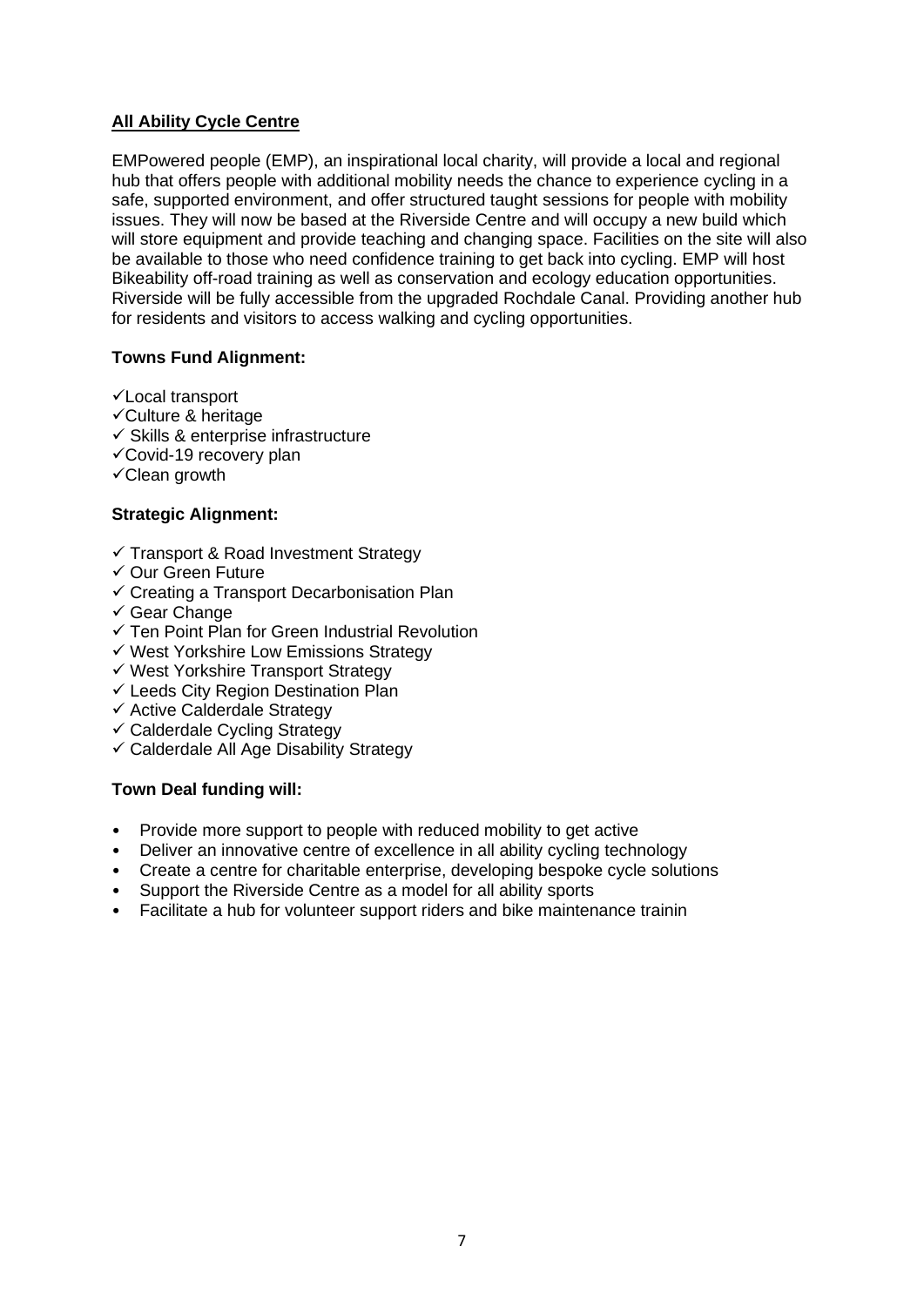**<u>All Ability Cycle Centre</u>**

EMPowered people (EMP), an inspirational local charity, will provide a local and regional hub that offers people with additional mobility needs the chance to experience cycling in a safe, supported environment, and offer structured taught sessions for people with mobility issues. They will now be based at the Riverside Centre and will occupy a new build which will store equipment and provide teaching and changing space. Facilities on the site will also be available to those who need confidence training to get back into cycling. EMP will host Bikeability off-road training as well as conservation and ecology education opportunities. Riverside will be fully accessible from the upgraded Rochdale Canal. Providing another hub for residents and visitors to access walking and cycling opportunities.

**Towns Fund Alignment:**

✓Local transport
✓Culture & heritage
✓ Skills & enterprise infrastructure
✓Covid-19 recovery plan
✓Clean growth

**Strategic Alignment:**

✓ Transport & Road Investment Strategy
✓ Our Green Future
✓ Creating a Transport Decarbonisation Plan
✓ Gear Change
✓ Ten Point Plan for Green Industrial Revolution
✓ West Yorkshire Low Emissions Strategy
✓ West Yorkshire Transport Strategy
✓ Leeds City Region Destination Plan
✓ Active Calderdale Strategy
✓ Calderdale Cycling Strategy
✓ Calderdale All Age Disability Strategy

**Town Deal funding will:**

- Provide more support to people with reduced mobility to get active
- Deliver an innovative centre of excellence in all ability cycling technology
- Create a centre for charitable enterprise, developing bespoke cycle solutions
- Support the Riverside Centre as a model for all ability sports
- Facilitate a hub for volunteer support riders and bike maintenance trainin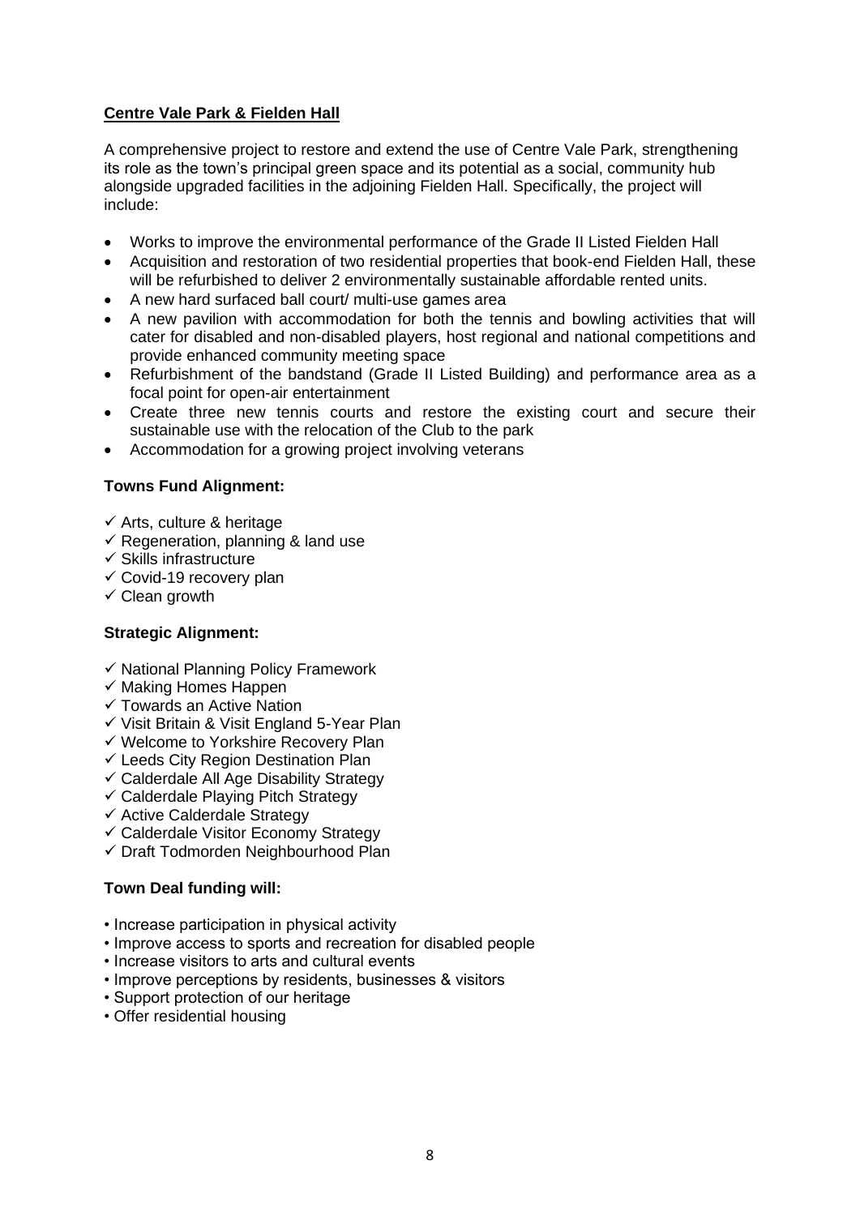## **Centre Vale Park & Fielden Hall**

A comprehensive project to restore and extend the use of Centre Vale Park, strengthening its role as the town's principal green space and its potential as a social, community hub alongside upgraded facilities in the adjoining Fielden Hall. Specifically, the project will include:

- Works to improve the environmental performance of the Grade II Listed Fielden Hall
- Acquisition and restoration of two residential properties that book-end Fielden Hall, these will be refurbished to deliver 2 environmentally sustainable affordable rented units.
- A new hard surfaced ball court/ multi-use games area
- A new pavilion with accommodation for both the tennis and bowling activities that will cater for disabled and non-disabled players, host regional and national competitions and provide enhanced community meeting space
- Refurbishment of the bandstand (Grade II Listed Building) and performance area as a focal point for open-air entertainment
- Create three new tennis courts and restore the existing court and secure their sustainable use with the relocation of the Club to the park
- Accommodation for a growing project involving veterans

### **Towns Fund Alignment:**

- ✓ Arts, culture & heritage
- ✓ Regeneration, planning & land use
- ✓ Skills infrastructure
- ✓ Covid-19 recovery plan
- ✓ Clean growth

### **Strategic Alignment:**

- ✓ National Planning Policy Framework
- ✓ Making Homes Happen
- ✓ Towards an Active Nation
- ✓ Visit Britain & Visit England 5-Year Plan
- ✓ Welcome to Yorkshire Recovery Plan
- ✓ Leeds City Region Destination Plan
- ✓ Calderdale All Age Disability Strategy
- ✓ Calderdale Playing Pitch Strategy
- ✓ Active Calderdale Strategy
- ✓ Calderdale Visitor Economy Strategy
- ✓ Draft Todmorden Neighbourhood Plan

### **Town Deal funding will:**

- Increase participation in physical activity
- Improve access to sports and recreation for disabled people
- Increase visitors to arts and cultural events
- Improve perceptions by residents, businesses & visitors
- Support protection of our heritage
- Offer residential housing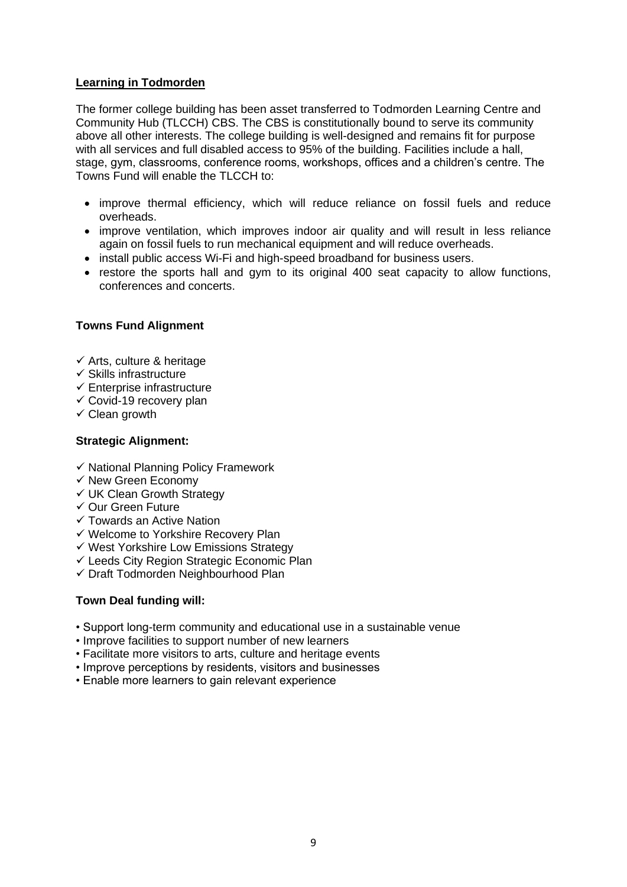## Learning in Todmorden

The former college building has been asset transferred to Todmorden Learning Centre and Community Hub (TLCCH) CBS. The CBS is constitutionally bound to serve its community above all other interests. The college building is well-designed and remains fit for purpose with all services and full disabled access to 95% of the building. Facilities include a hall, stage, gym, classrooms, conference rooms, workshops, offices and a children's centre. The Towns Fund will enable the TLCCH to:

- improve thermal efficiency, which will reduce reliance on fossil fuels and reduce overheads.
- improve ventilation, which improves indoor air quality and will result in less reliance again on fossil fuels to run mechanical equipment and will reduce overheads.
- install public access Wi-Fi and high-speed broadband for business users.
- restore the sports hall and gym to its original 400 seat capacity to allow functions, conferences and concerts.

### Towns Fund Alignment

- ✓ Arts, culture & heritage
- ✓ Skills infrastructure
- ✓ Enterprise infrastructure
- ✓ Covid-19 recovery plan
- ✓ Clean growth

### Strategic Alignment:

- ✓ National Planning Policy Framework
- ✓ New Green Economy
- ✓ UK Clean Growth Strategy
- ✓ Our Green Future
- ✓ Towards an Active Nation
- ✓ Welcome to Yorkshire Recovery Plan
- ✓ West Yorkshire Low Emissions Strategy
- ✓ Leeds City Region Strategic Economic Plan
- ✓ Draft Todmorden Neighbourhood Plan

### Town Deal funding will:

- Support long-term community and educational use in a sustainable venue
- Improve facilities to support number of new learners
- Facilitate more visitors to arts, culture and heritage events
- Improve perceptions by residents, visitors and businesses
- Enable more learners to gain relevant experience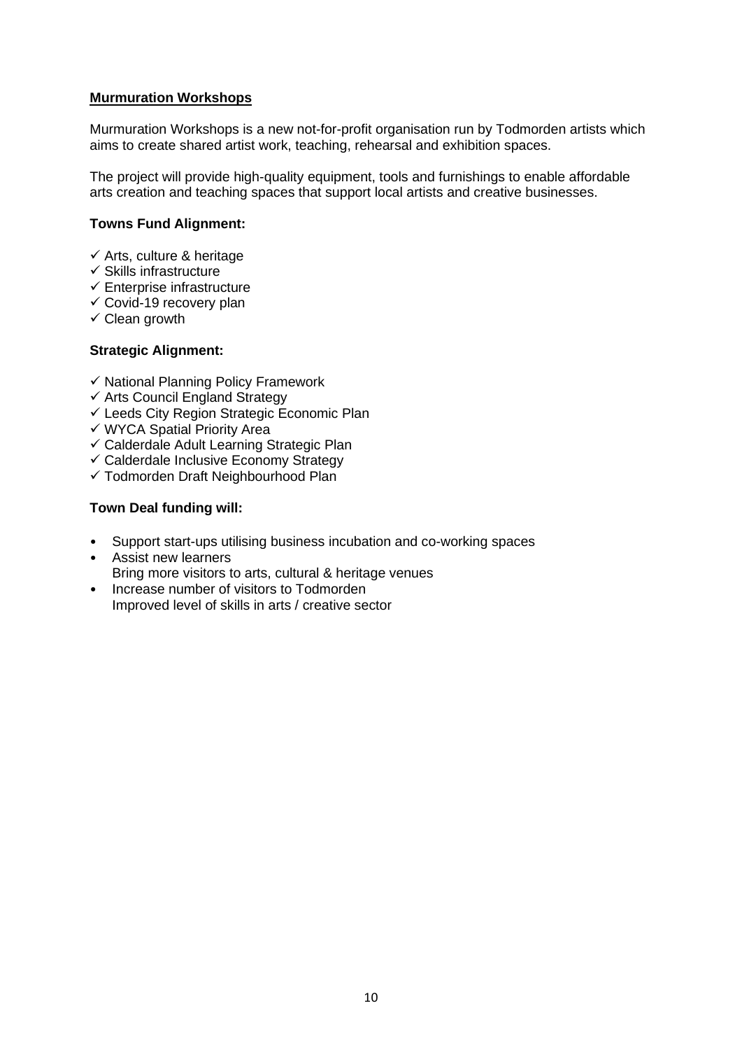**Murmuration Workshops**

Murmuration Workshops is a new not-for-profit organisation run by Todmorden artists which aims to create shared artist work, teaching, rehearsal and exhibition spaces.

The project will provide high-quality equipment, tools and furnishings to enable affordable arts creation and teaching spaces that support local artists and creative businesses.

**Towns Fund Alignment:**

- ✓ Arts, culture & heritage
- ✓ Skills infrastructure
- ✓ Enterprise infrastructure
- ✓ Covid-19 recovery plan
- ✓ Clean growth

**Strategic Alignment:**

- ✓ National Planning Policy Framework
- ✓ Arts Council England Strategy
- ✓ Leeds City Region Strategic Economic Plan
- ✓ WYCA Spatial Priority Area
- ✓ Calderdale Adult Learning Strategic Plan
- ✓ Calderdale Inclusive Economy Strategy
- ✓ Todmorden Draft Neighbourhood Plan

**Town Deal funding will:**

- Support start-ups utilising business incubation and co-working spaces
- Assist new learners
  Bring more visitors to arts, cultural & heritage venues
- Increase number of visitors to Todmorden
  Improved level of skills in arts / creative sector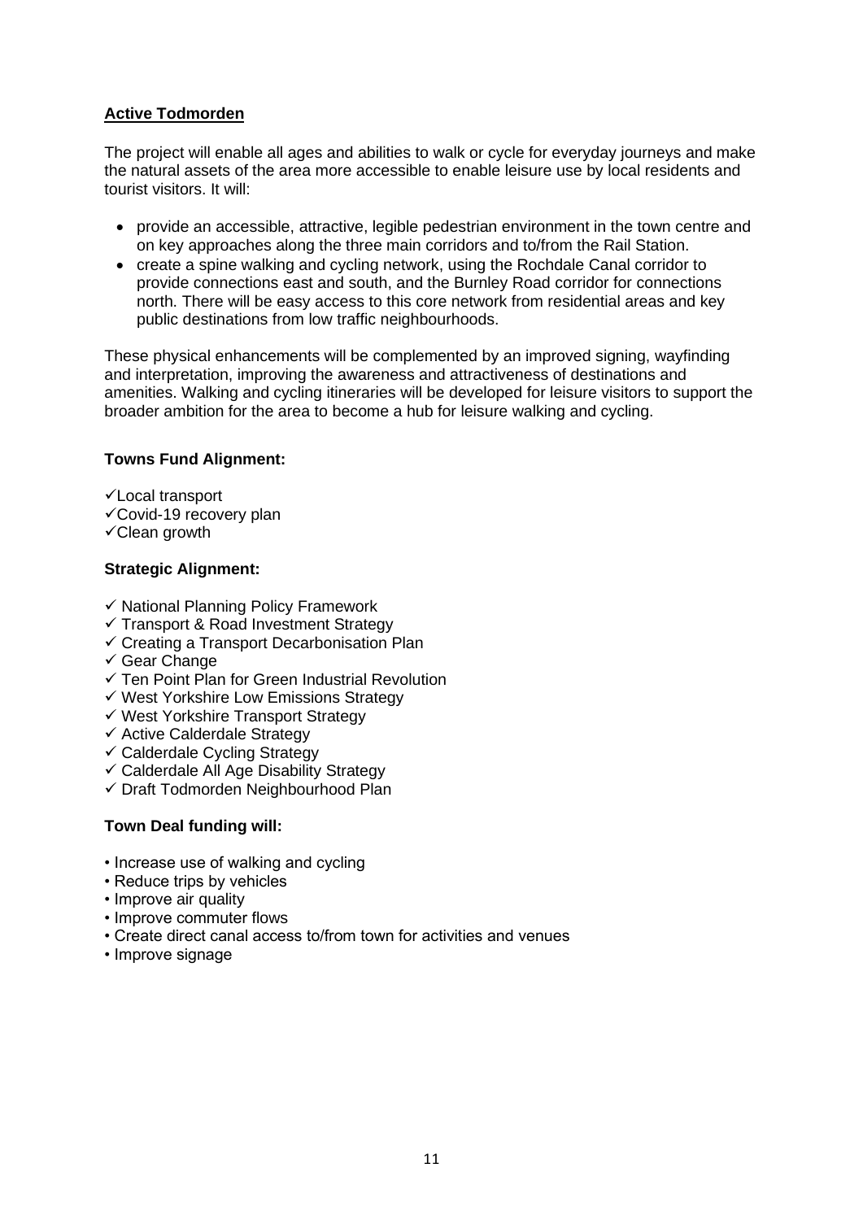## Active Todmorden

The project will enable all ages and abilities to walk or cycle for everyday journeys and make the natural assets of the area more accessible to enable leisure use by local residents and tourist visitors. It will:

- provide an accessible, attractive, legible pedestrian environment in the town centre and on key approaches along the three main corridors and to/from the Rail Station.
- create a spine walking and cycling network, using the Rochdale Canal corridor to provide connections east and south, and the Burnley Road corridor for connections north. There will be easy access to this core network from residential areas and key public destinations from low traffic neighbourhoods.

These physical enhancements will be complemented by an improved signing, wayfinding and interpretation, improving the awareness and attractiveness of destinations and amenities. Walking and cycling itineraries will be developed for leisure visitors to support the broader ambition for the area to become a hub for leisure walking and cycling.

**Towns Fund Alignment:**

✓Local transport
✓Covid-19 recovery plan
✓Clean growth

**Strategic Alignment:**

✓ National Planning Policy Framework
✓ Transport & Road Investment Strategy
✓ Creating a Transport Decarbonisation Plan
✓ Gear Change
✓ Ten Point Plan for Green Industrial Revolution
✓ West Yorkshire Low Emissions Strategy
✓ West Yorkshire Transport Strategy
✓ Active Calderdale Strategy
✓ Calderdale Cycling Strategy
✓ Calderdale All Age Disability Strategy
✓ Draft Todmorden Neighbourhood Plan

**Town Deal funding will:**

- Increase use of walking and cycling
- Reduce trips by vehicles
- Improve air quality
- Improve commuter flows
- Create direct canal access to/from town for activities and venues
- Improve signage